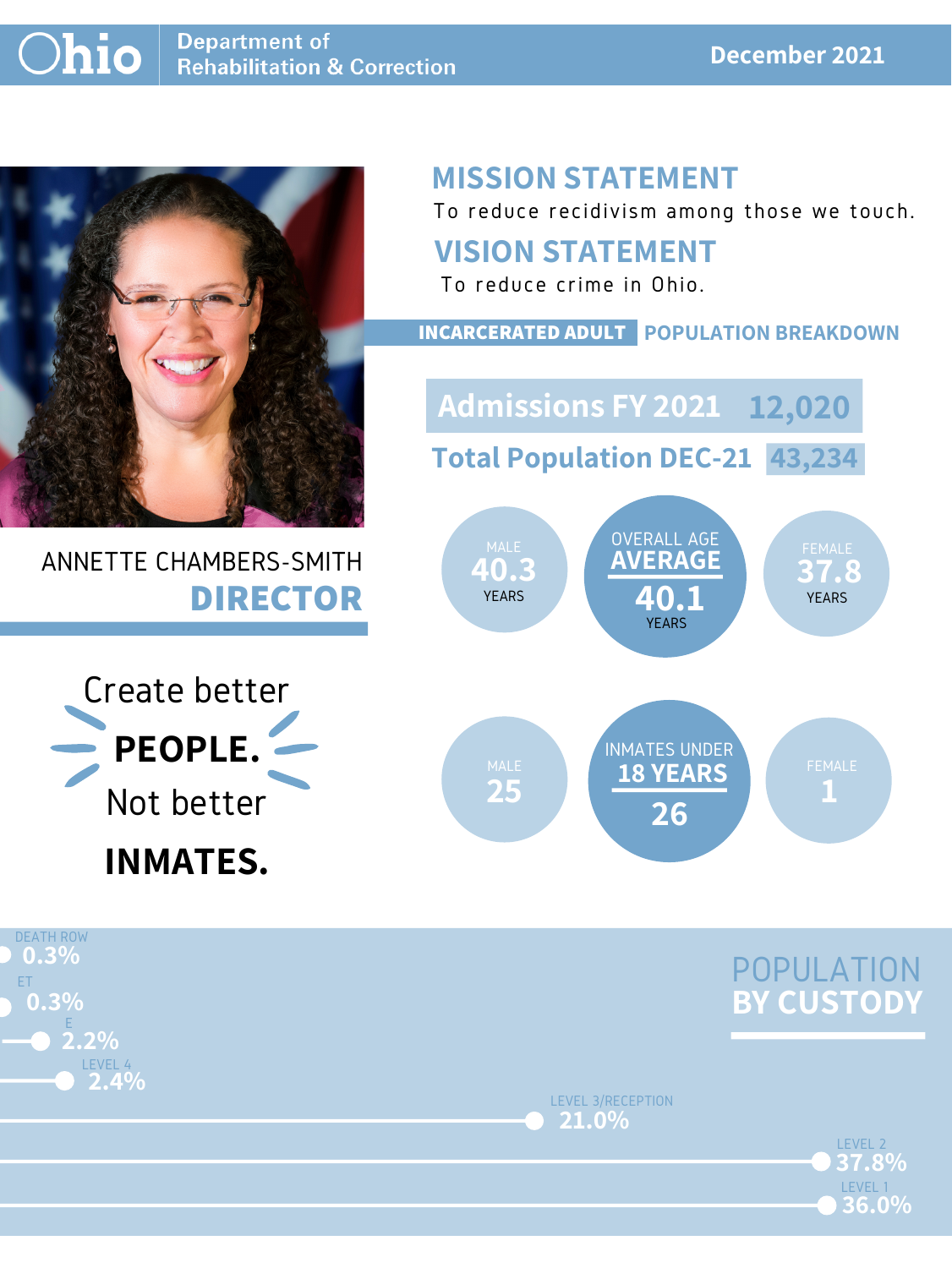Ohio Department of Rehabilitation & Correction

December 2021

ANNETTE CHAMBERS-SMITH

**DIRECTOR**

## MISSION STATEMENT

To reduce recidivism among those we touch.

## VISION STATEMENT

To reduce crime in Ohio.

Create better **PEOPLE.** Not better **INMATES.**

## INCARCERATED ADULT POPULATION BREAKDOWN

**Admissions FY 2021** 12,020

**Total Population DEC-21** 43,234

MALE 40.3 YEARS

OVERALL AGE AVERAGE 40.1 YEARS

FEMALE 37.8 YEARS

MALE 25

INMATES UNDER 18 YEARS 26

FEMALE 1

## POPULATION BY CUSTODY

DEATH ROW 0.3%

ET 0.3%

E 2.2%

LEVEL 4 2.4%

LEVEL 3/RECEPTION 21.0%

LEVEL 2 37.8%

LEVEL 1 36.0%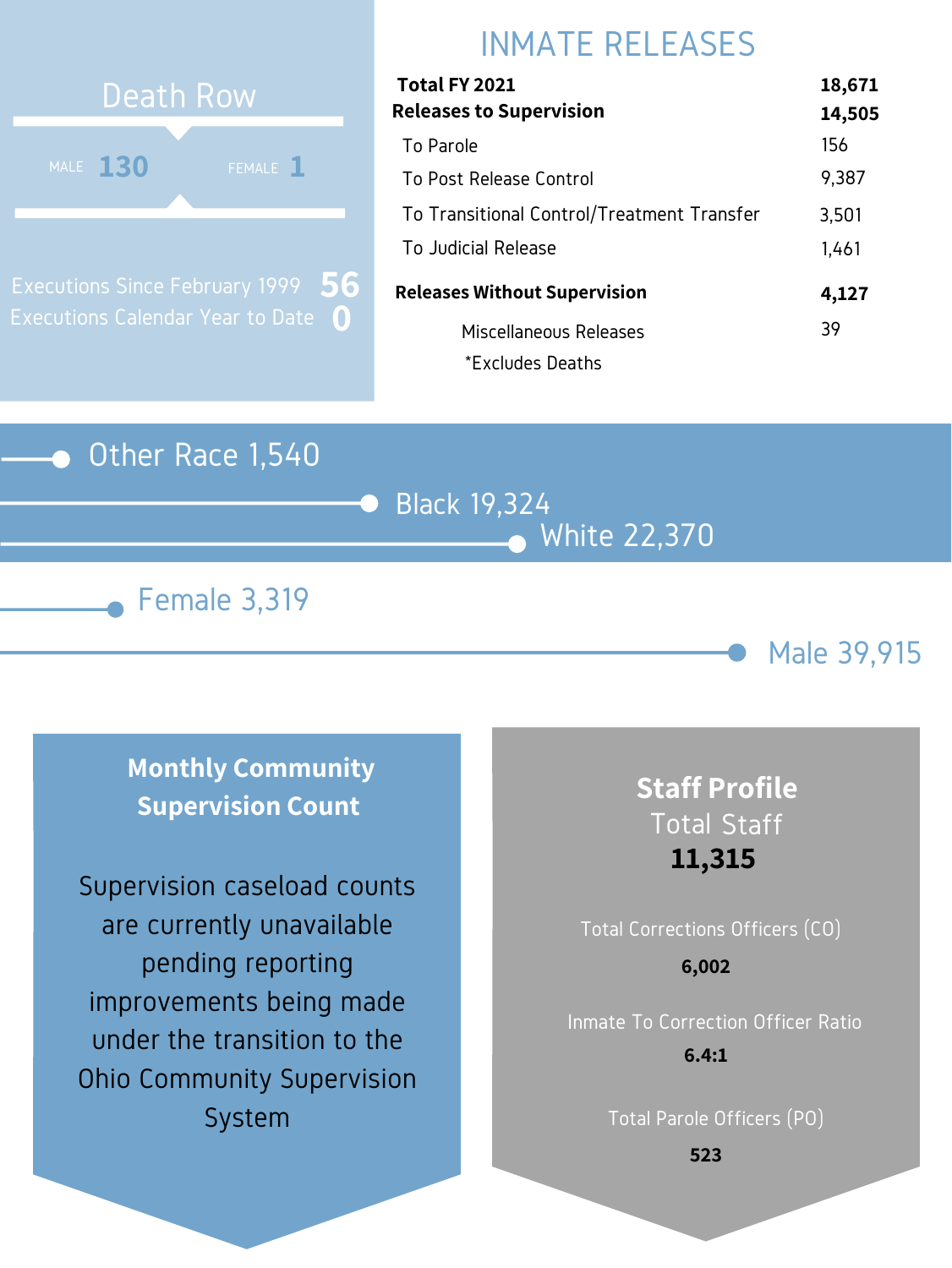## Death Row

MALE **130** FEMALE **1**

Executions Since February 1999 **56**

Executions Calendar Year to Date **0**

## INMATE RELEASES

| | |
|---|---|
| **Total FY 2021** | **18,671** |
| **Releases to Supervision** | **14,505** |
| To Parole | 156 |
| To Post Release Control | 9,387 |
| To Transitional Control/Treatment Transfer | 3,501 |
| To Judicial Release | 1,461 |
| **Releases Without Supervision** | **4,127** |
| Miscellaneous Releases | 39 |

*Excludes Deaths

Other Race 1,540

Black 19,324

White 22,370

Female 3,319

Male 39,915

### Monthly Community Supervision Count

Supervision caseload counts are currently unavailable pending reporting improvements being made under the transition to the Ohio Community Supervision System

### Staff Profile

Total Staff

**11,315**

Total Corrections Officers (CO)

**6,002**

Inmate To Correction Officer Ratio

**6.4:1**

Total Parole Officers (PO)

**523**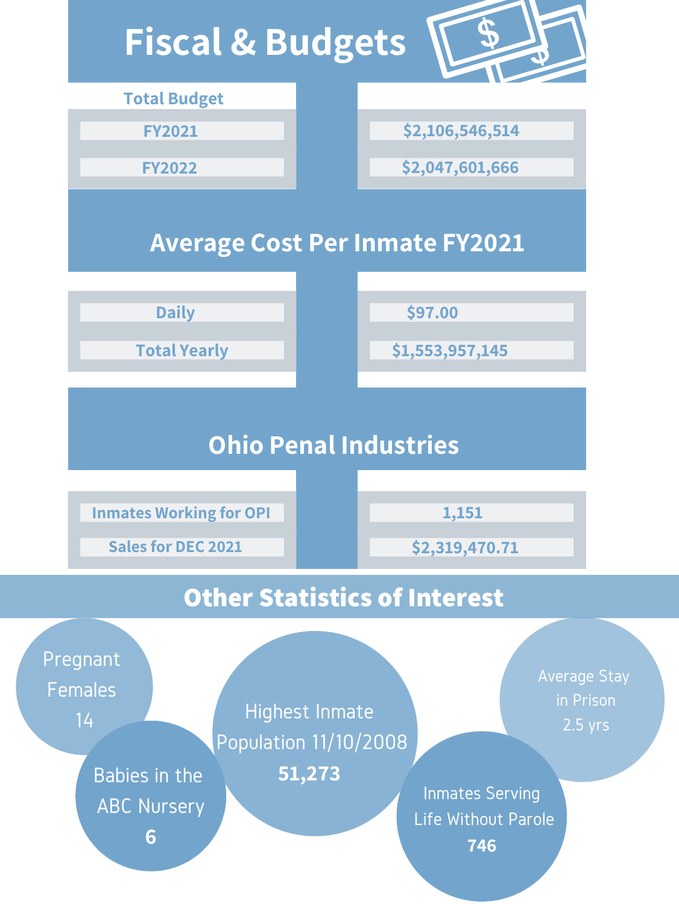# Fiscal & Budgets

| Total Budget | |
| --- | --- |
| FY2021 | $2,106,546,514 |
| FY2022 | $2,047,601,666 |

## Average Cost Per Inmate FY2021

| | |
| --- | --- |
| Daily | $97.00 |
| Total Yearly | $1,553,957,145 |

## Ohio Penal Industries

| | |
| --- | --- |
| Inmates Working for OPI | 1,151 |
| Sales for DEC 2021 | $2,319,470.71 |

## Other Statistics of Interest

Pregnant Females 14

Babies in the ABC Nursery **6**

Highest Inmate Population 11/10/2008 **51,273**

Inmates Serving Life Without Parole **746**

Average Stay in Prison 2.5 yrs